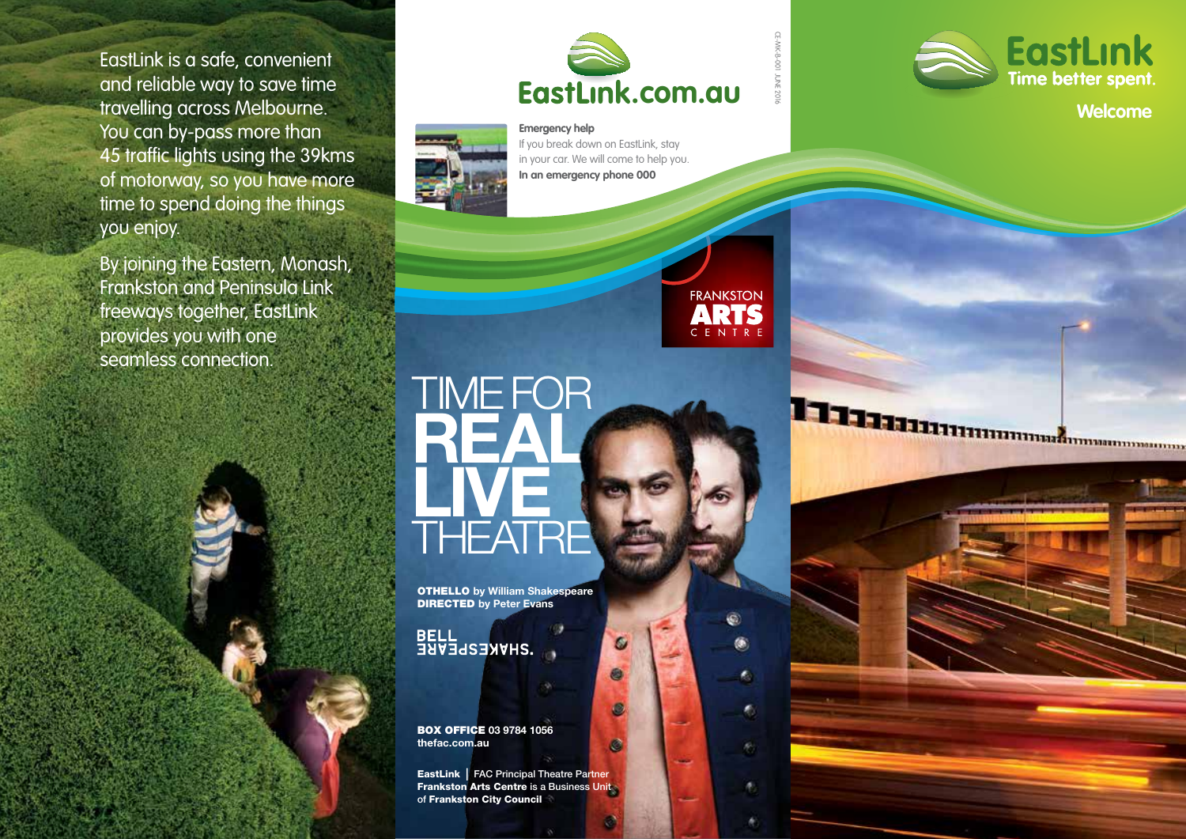EastLink is a safe, convenient and reliable way to save time travelling across Melbourne. You can by-pass more than 45 traffic lights using the 39kms of motorway, so you have more time to spend doing the things you enjoy.

By joining the Eastern, Monash, Frankston and Peninsula Link freeways together, EastLink provides you with one seamless connection.

# EastLink.com.au

**Emergency help**

If you break down on EastLink, stay in your car. We will come to help you.

**In an emergency phone 000**

CE-MK-8-001 JUNE 2016

FRANKSTON **ARTS** CENTRE

# TIME FOR REAL LIVE THEATRE

**OTHELLO** by William Shakespeare
**DIRECTED** by Peter Evans

BELL SHAKESPEARE

**BOX OFFICE** 03 9784 1056
thefac.com.au

**EastLink** | FAC Principal Theatre Partner
**Frankston Arts Centre** is a Business Unit of **Frankston City Council**

# EastLink

**Time better spent.**

## Welcome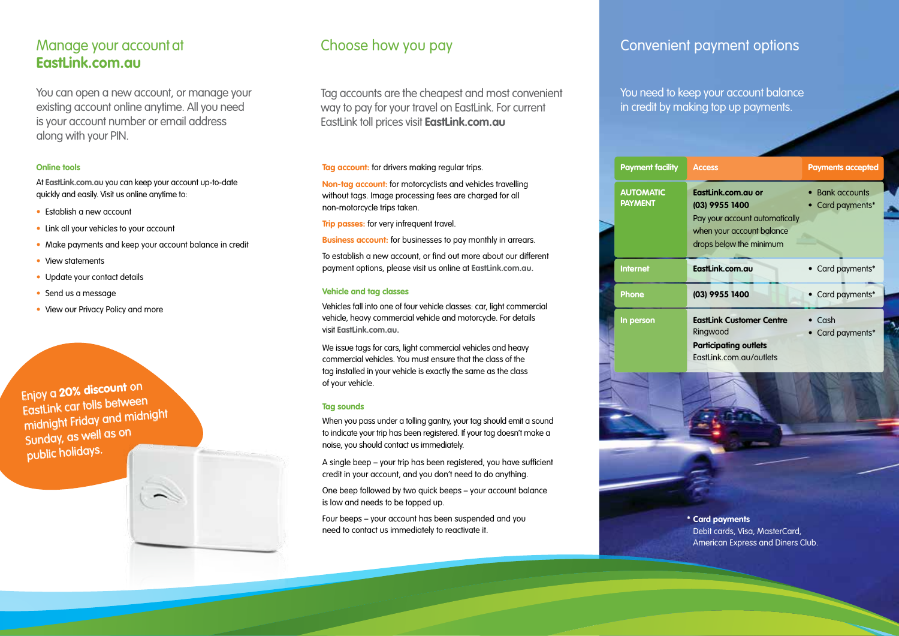## Manage your account at **EastLink.com.au**

You can open a new account, or manage your existing account online anytime. All you need is your account number or email address along with your PIN.

### Online tools

At **EastLink.com.au** you can keep your account up-to-date quickly and easily. Visit us online anytime to:

- Establish a new account
- Link all your vehicles to your account
- Make payments and keep your account balance in credit
- View statements
- Update your contact details
- Send us a message
- View our Privacy Policy and more

Enjoy a **20% discount** on EastLink car tolls between midnight Friday and midnight Sunday, as well as on public holidays.

## Choose how you pay

Tag accounts are the cheapest and most convenient way to pay for your travel on EastLink. For current EastLink toll prices visit **EastLink.com.au**

**Tag account:** for drivers making regular trips.

**Non-tag account:** for motorcyclists and vehicles travelling without tags. Image processing fees are charged for all non-motorcycle trips taken.

**Trip passes:** for very infrequent travel.

**Business account:** for businesses to pay monthly in arrears.

To establish a new account, or find out more about our different payment options, please visit us online at **EastLink.com.au.**

### Vehicle and tag classes

Vehicles fall into one of four vehicle classes: car, light commercial vehicle, heavy commercial vehicle and motorcycle. For details visit **EastLink.com.au.**

We issue tags for cars, light commercial vehicles and heavy commercial vehicles. You must ensure that the class of the tag installed in your vehicle is exactly the same as the class of your vehicle.

### Tag sounds

When you pass under a tolling gantry, your tag should emit a sound to indicate your trip has been registered. If your tag doesn't make a noise, you should contact us immediately.

A single beep – your trip has been registered, you have sufficient credit in your account, and you don't need to do anything.

One beep followed by two quick beeps – your account balance is low and needs to be topped up.

Four beeps – your account has been suspended and you need to contact us immediately to reactivate it.

## Convenient payment options

You need to keep your account balance in credit by making top up payments.

| Payment facility | Access | Payments accepted |
|---|---|---|
| AUTOMATIC PAYMENT | **EastLink.com.au or (03) 9955 1400** Pay your account automatically when your account balance drops below the minimum | • Bank accounts • Card payments* |
| Internet | **EastLink.com.au** | • Card payments* |
| Phone | **(03) 9955 1400** | • Card payments* |
| In person | **EastLink Customer Centre** Ringwood **Participating outlets** EastLink.com.au/outlets | • Cash • Card payments* |

**\* Card payments**
Debit cards, Visa, MasterCard, American Express and Diners Club.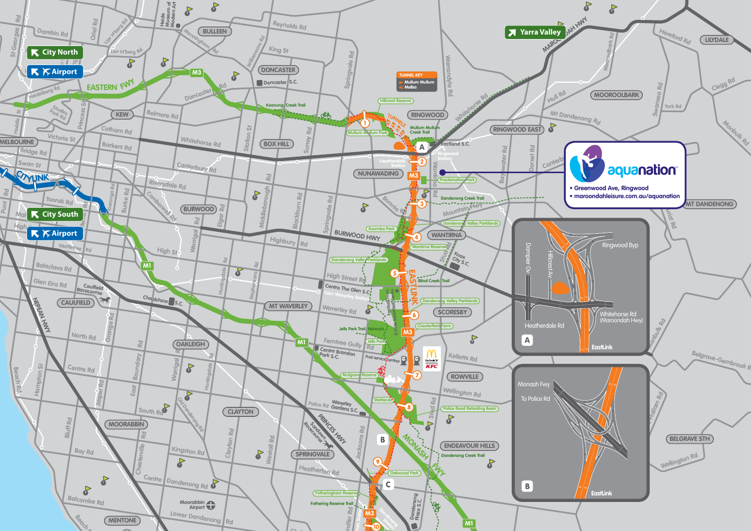**City North**

**Airport**

**City South**

**Airport**

**Yarra Valley**

TUNNEL KEY
- Mullum Mullum
- Melba

**aquanation**™
- Greenwood Ave, Ringwood
- maroondahleisure.com.au/aquanation

**A**

Dampier Gv · Hillcrest Av · Ringwood Byp · Heatherdale Rd · Whitehorse Rd (Maroondah Hwy) · EastLink

**B**

Monash Fwy · To Police Rd · EastLink

EASTERN FWY · M3 · CITYLINK · M1 · EASTLINK · MONASH FWY · BURWOOD HWY · PRINCES HWY · NEPEAN HWY · MAROONDAH HWY

BULLEEN · DONCASTER · KEW · MELBOURNE · BOX HILL · RINGWOOD · RINGWOOD EAST · MOOROOLBARK · LILYDALE · NUNAWADING · BURWOOD · WANTIRNA · MT DANDENONG · MT WAVERLEY · SCORESBY · CAULFIELD · OAKLEIGH · ROWVILLE · CLAYTON · MOORABBIN · SPRINGVALE · ENDEAVOUR HILLS · BELGRAVE STH · MENTONE

Koonung Creek Trail · Hillcrest Reserve · Mullum Mullum Park · Mullum Mullum Creek Trail · Eastland S.C. · Ringwood Station · Heatherdale Station · Proclamation Park · Dandenong Creek Trail · Dandenong Valley Parklands · Koomba Park · Wantirna Reserve · Knox City S.C. · Blind Creek Trail · Centro The Glen S.C. · Glen Waverley Station · Chesterfield Farm · Jells Park Trail Network · Jells Park · Fuel service centres · Centro Brandon Park S.C. · Mulgrave Reserve · Wellands · Police Road Retarding Basin · Waverley Gardens S.C. · Oakwood Park · Fotheringham Reserve · Fothering Reserve Trail · Dandenong Plaza S.C. · Doncaster S.C. · Chadstone S.C. · Caulfield Racecourse · Sandown Racecourse · Moorabbin Airport · Heide Museum of Modern Art · Football Fives & 5-a-side Basketball Centre

1 · 2 · 3 · 4 · 5 · 6 · 7 · 8 · 9 · 10 · A · B · C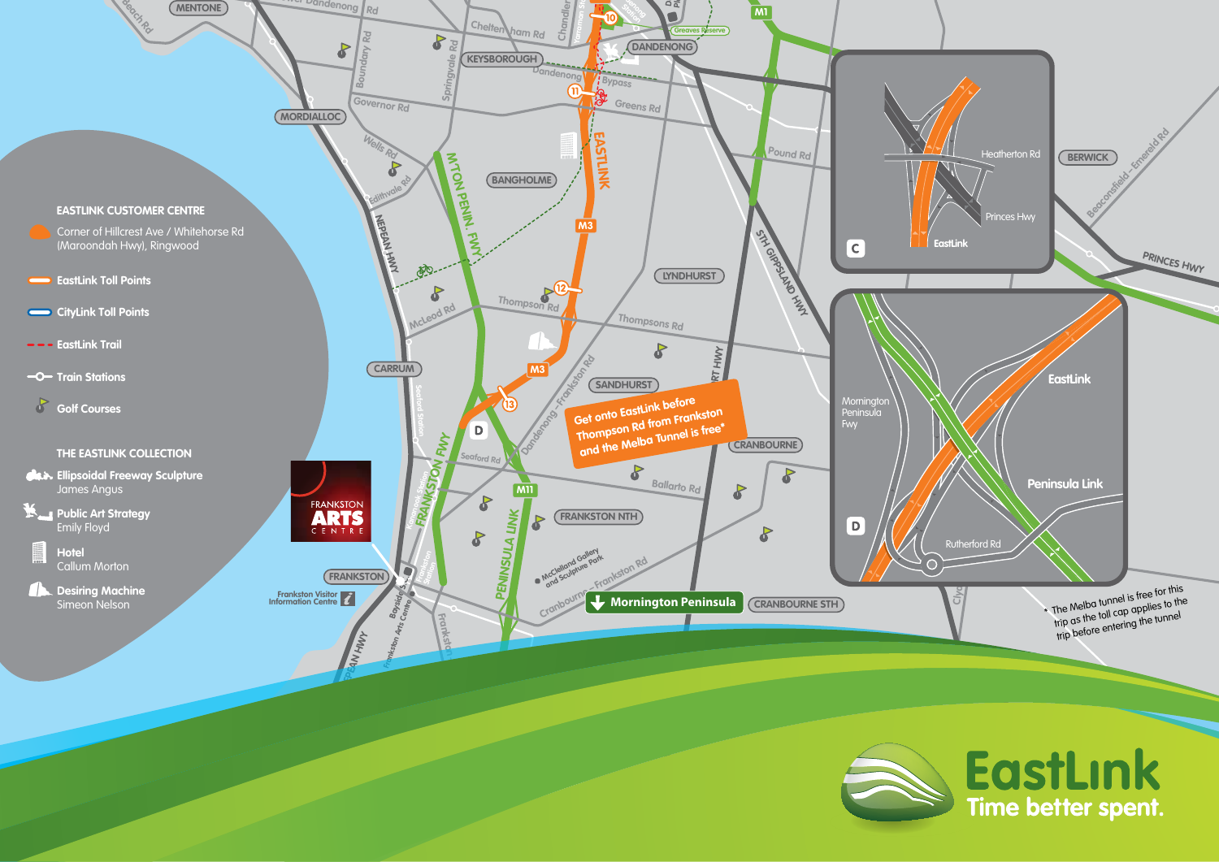## EASTLINK CUSTOMER CENTRE

Corner of Hillcrest Ave / Whitehorse Rd (Maroondah Hwy), Ringwood

EastLink Toll Points

CityLink Toll Points

EastLink Trail

Train Stations

Golf Courses

## THE EASTLINK COLLECTION

**Ellipsoidal Freeway Sculpture**
James Angus

**Public Art Strategy**
Emily Floyd

**Hotel**
Callum Morton

**Desiring Machine**
Simeon Nelson

Get onto EastLink before Thompson Rd from Frankston and the Melba Tunnel is free*

\* The Melba tunnel is free for this trip as the toll cap applies to the trip before entering the tunnel

MENTONE
KEYSBOROUGH
DANDENONG
MORDIALLOC
BANGHOLME
LYNDHURST
CARRUM
SANDHURST
CRANBOURNE
FRANKSTON NTH
FRANKSTON
CRANBOURNE STH
BERWICK

Frankston Visitor Information Centre

FRANKSTON ARTS CENTRE

Mornington Peninsula

C
Heatherton Rd
Princes Hwy
EastLink

D
Mornington Peninsula Fwy
EastLink
Peninsula Link
Rutherford Rd

**EastLink**
Time better spent.